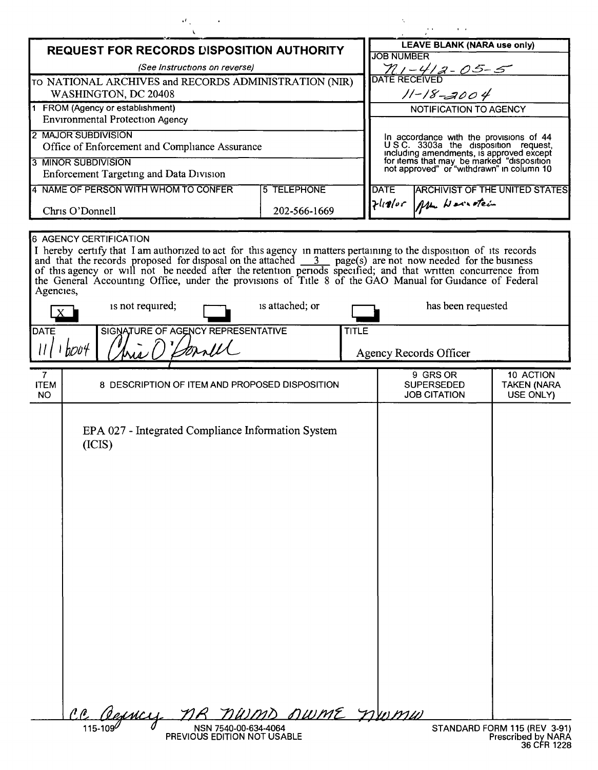# REQUEST FOR RECORDS DISPOSITION AUTHORITY

*(See Instructions on reverse)*

TO NATIONAL ARCHIVES and RECORDS ADMINISTRATION (NIR) WASHINGTON, DC 20408

| LEAVE BLANK (NARA use only) |
|---|
| JOB NUMBER: N1-412-05-5 |
| DATE RECEIVED: 11-18-2004 |
| NOTIFICATION TO AGENCY |
| In accordance with the provisions of 44 U S C. 3303a the disposition request, including amendments, is approved except for items that may be marked "disposition not approved" or "withdrawn" in column 10 |
| DATE: 7/18/05 — ARCHIVIST OF THE UNITED STATES: Allen Weinstein |

1 FROM (Agency or establishment)
Environmental Protection Agency

2 MAJOR SUBDIVISION
Office of Enforcement and Compliance Assurance

3 MINOR SUBDIVISION
Enforcement Targeting and Data Division

| 4 NAME OF PERSON WITH WHOM TO CONFER | 5 TELEPHONE |
|---|---|
| Chris O'Donnell | 202-566-1669 |

6 AGENCY CERTIFICATION

I hereby certify that I am authorized to act for this agency in matters pertaining to the disposition of its records and that the records proposed for disposal on the attached 3 page(s) are not now needed for the business of this agency or will not be needed after the retention periods specified; and that written concurrence from the General Accounting Office, under the provisions of Title 8 of the GAO Manual for Guidance of Federal Agencies,

[X] is not required; [ ] is attached; or [ ] has been requested

| DATE | SIGNATURE OF AGENCY REPRESENTATIVE | TITLE |
|---|---|---|
| 11/1/2004 | Chris O'Donnell | Agency Records Officer |

| 7 ITEM NO | 8 DESCRIPTION OF ITEM AND PROPOSED DISPOSITION | 9 GRS OR SUPERSEDED JOB CITATION | 10 ACTION TAKEN (NARA USE ONLY) |
|---|---|---|---|
| | EPA 027 - Integrated Compliance Information System (ICIS) | | |

cc Agency NR NWMD NWME NWMW

115-109 NSN 7540-00-634-4064 PREVIOUS EDITION NOT USABLE

STANDARD FORM 115 (REV 3-91) Prescribed by NARA 36 CFR 1228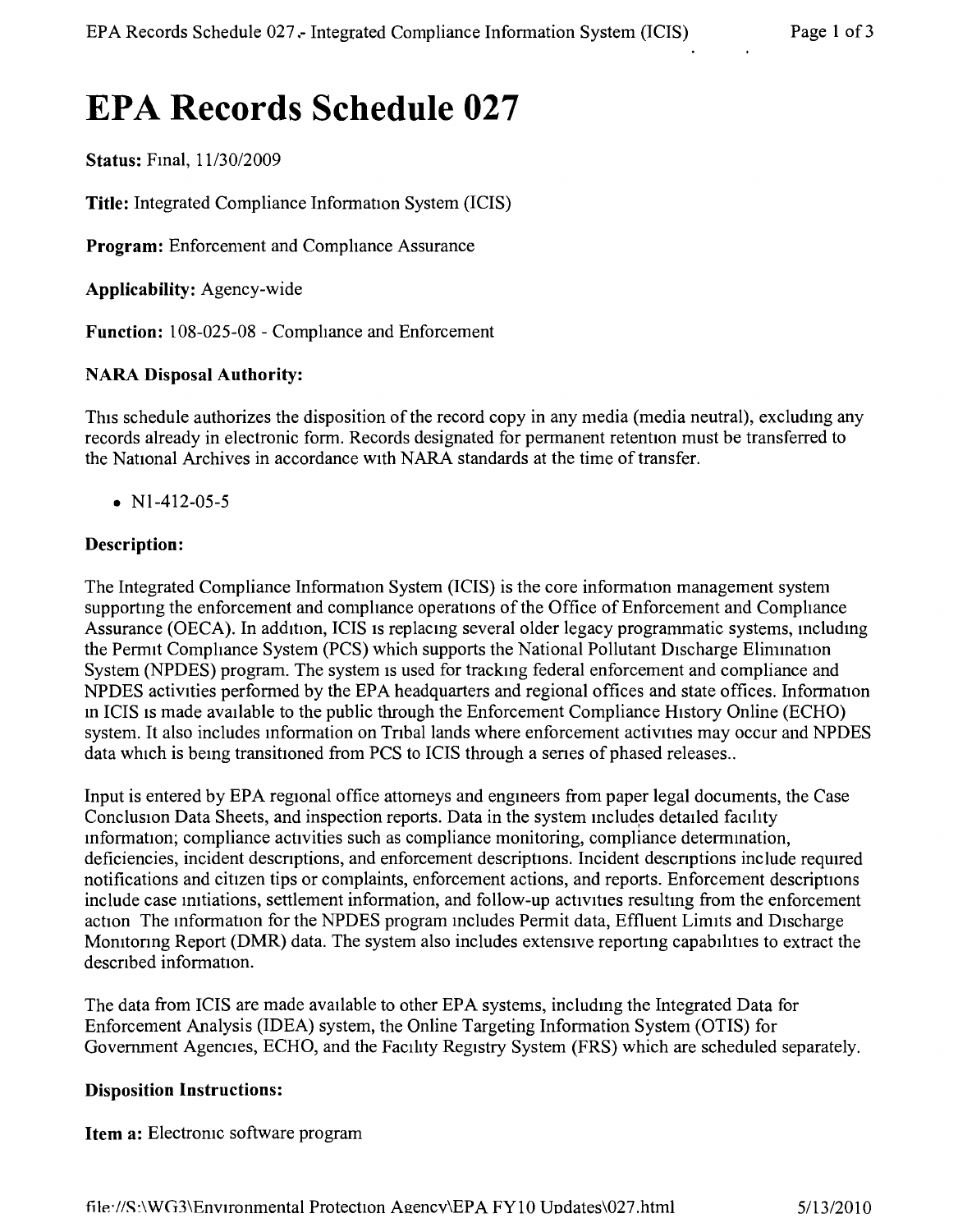# EPA Records Schedule 027

**Status:** Final, 11/30/2009

**Title:** Integrated Compliance Information System (ICIS)

**Program:** Enforcement and Compliance Assurance

**Applicability:** Agency-wide

**Function:** 108-025-08 - Compliance and Enforcement

**NARA Disposal Authority:**

This schedule authorizes the disposition of the record copy in any media (media neutral), excluding any records already in electronic form. Records designated for permanent retention must be transferred to the National Archives in accordance with NARA standards at the time of transfer.

- N1-412-05-5

**Description:**

The Integrated Compliance Information System (ICIS) is the core information management system supporting the enforcement and compliance operations of the Office of Enforcement and Compliance Assurance (OECA). In addition, ICIS is replacing several older legacy programmatic systems, including the Permit Compliance System (PCS) which supports the National Pollutant Discharge Elimination System (NPDES) program. The system is used for tracking federal enforcement and compliance and NPDES activities performed by the EPA headquarters and regional offices and state offices. Information in ICIS is made available to the public through the Enforcement Compliance History Online (ECHO) system. It also includes information on Tribal lands where enforcement activities may occur and NPDES data which is being transitioned from PCS to ICIS through a series of phased releases..

Input is entered by EPA regional office attorneys and engineers from paper legal documents, the Case Conclusion Data Sheets, and inspection reports. Data in the system includes detailed facility information; compliance activities such as compliance monitoring, compliance determination, deficiencies, incident descriptions, and enforcement descriptions. Incident descriptions include required notifications and citizen tips or complaints, enforcement actions, and reports. Enforcement descriptions include case initiations, settlement information, and follow-up activities resulting from the enforcement action The information for the NPDES program includes Permit data, Effluent Limits and Discharge Monitoring Report (DMR) data. The system also includes extensive reporting capabilities to extract the described information.

The data from ICIS are made available to other EPA systems, including the Integrated Data for Enforcement Analysis (IDEA) system, the Online Targeting Information System (OTIS) for Government Agencies, ECHO, and the Facility Registry System (FRS) which are scheduled separately.

**Disposition Instructions:**

**Item a:** Electronic software program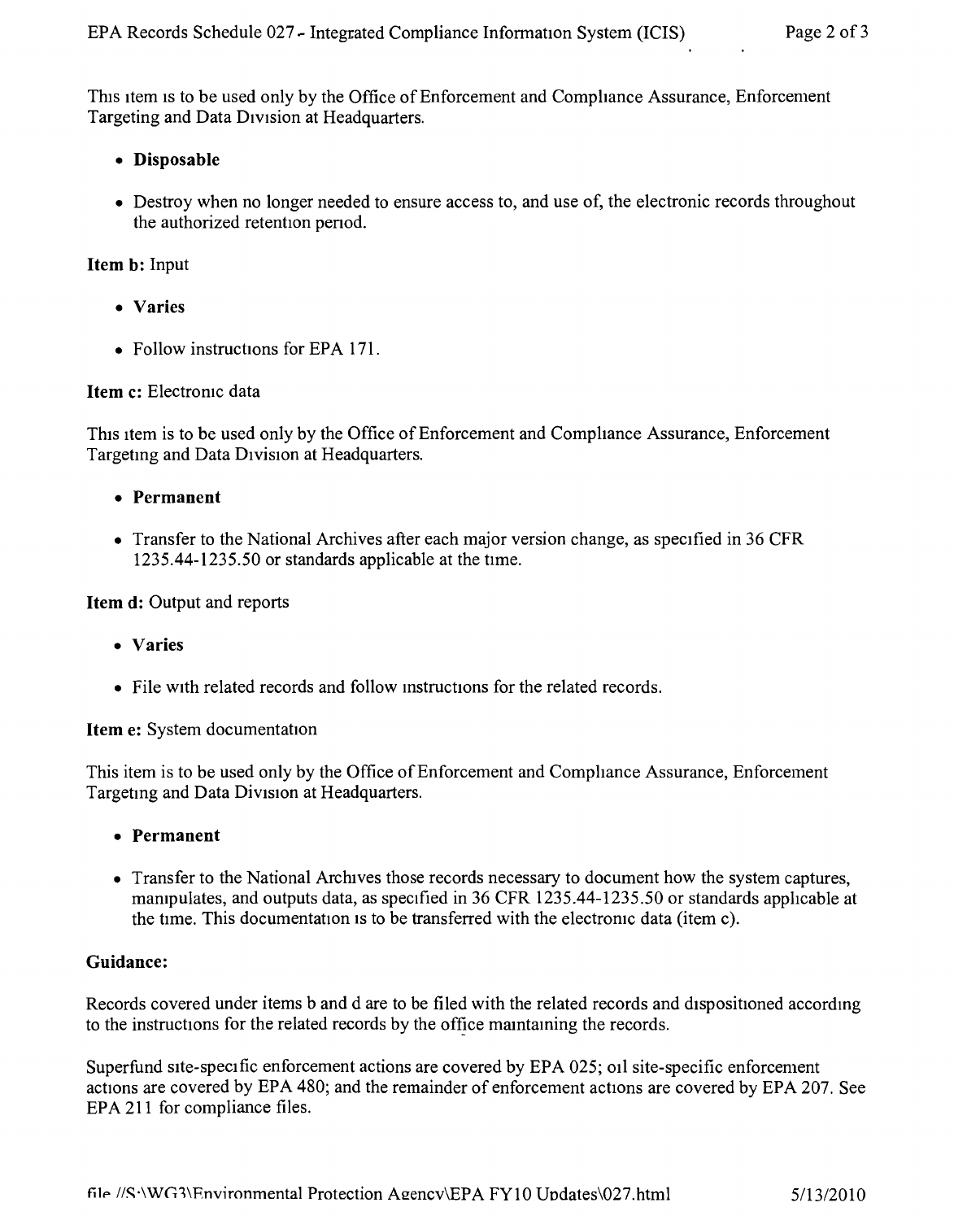This item is to be used only by the Office of Enforcement and Compliance Assurance, Enforcement Targeting and Data Division at Headquarters.

- **Disposable**

- Destroy when no longer needed to ensure access to, and use of, the electronic records throughout the authorized retention period.

**Item b:** Input

- **Varies**

- Follow instructions for EPA 171.

**Item c:** Electronic data

This item is to be used only by the Office of Enforcement and Compliance Assurance, Enforcement Targeting and Data Division at Headquarters.

- **Permanent**

- Transfer to the National Archives after each major version change, as specified in 36 CFR 1235.44-1235.50 or standards applicable at the time.

**Item d:** Output and reports

- **Varies**

- File with related records and follow instructions for the related records.

**Item e:** System documentation

This item is to be used only by the Office of Enforcement and Compliance Assurance, Enforcement Targeting and Data Division at Headquarters.

- **Permanent**

- Transfer to the National Archives those records necessary to document how the system captures, manipulates, and outputs data, as specified in 36 CFR 1235.44-1235.50 or standards applicable at the time. This documentation is to be transferred with the electronic data (item c).

**Guidance:**

Records covered under items b and d are to be filed with the related records and dispositioned according to the instructions for the related records by the office maintaining the records.

Superfund site-specific enforcement actions are covered by EPA 025; oil site-specific enforcement actions are covered by EPA 480; and the remainder of enforcement actions are covered by EPA 207. See EPA 211 for compliance files.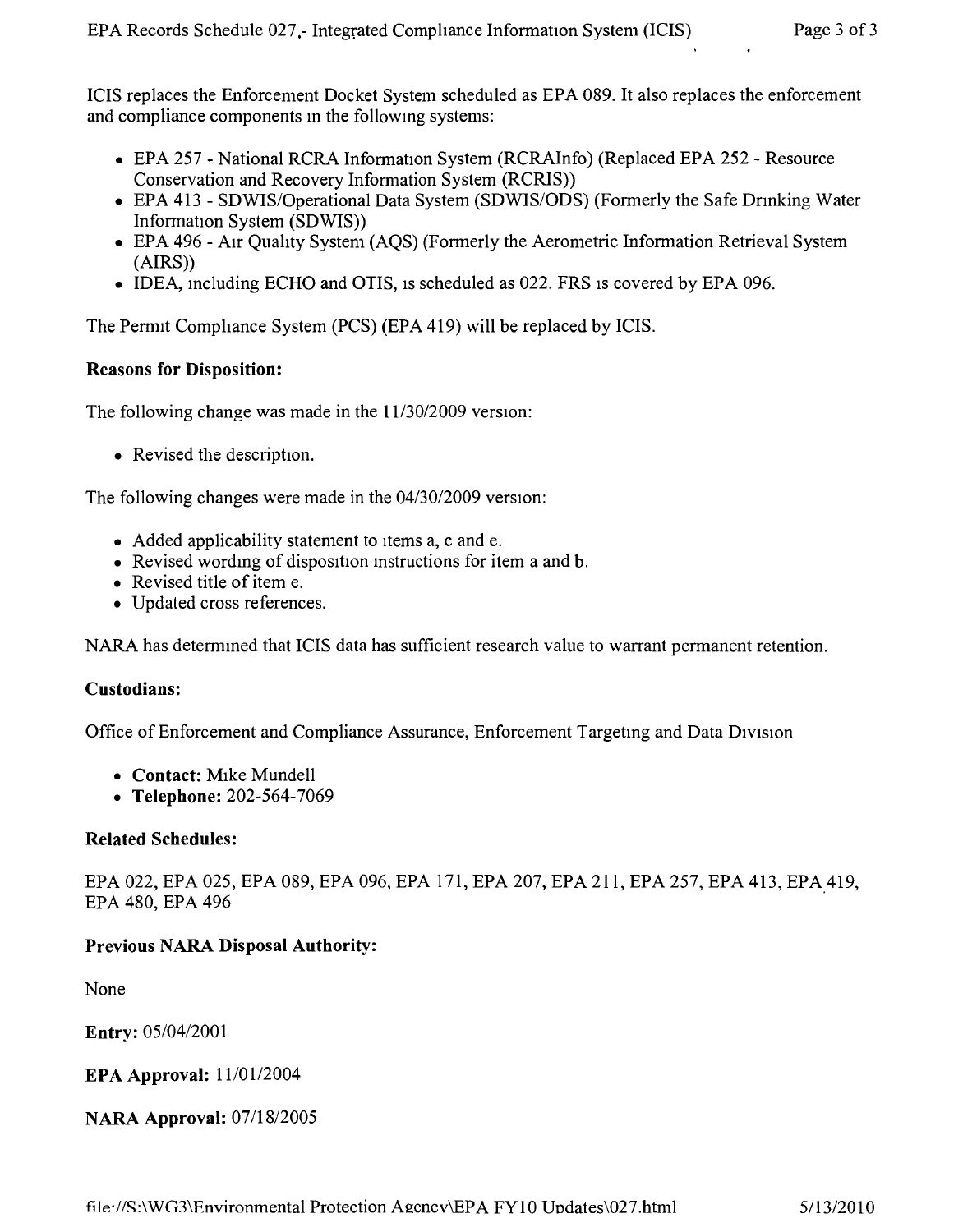ICIS replaces the Enforcement Docket System scheduled as EPA 089. It also replaces the enforcement and compliance components in the following systems:

- EPA 257 - National RCRA Information System (RCRAInfo) (Replaced EPA 252 - Resource Conservation and Recovery Information System (RCRIS))
- EPA 413 - SDWIS/Operational Data System (SDWIS/ODS) (Formerly the Safe Drinking Water Information System (SDWIS))
- EPA 496 - Air Quality System (AQS) (Formerly the Aerometric Information Retrieval System (AIRS))
- IDEA, including ECHO and OTIS, is scheduled as 022. FRS is covered by EPA 096.

The Permit Compliance System (PCS) (EPA 419) will be replaced by ICIS.

**Reasons for Disposition:**

The following change was made in the 11/30/2009 version:

- Revised the description.

The following changes were made in the 04/30/2009 version:

- Added applicability statement to items a, c and e.
- Revised wording of disposition instructions for item a and b.
- Revised title of item e.
- Updated cross references.

NARA has determined that ICIS data has sufficient research value to warrant permanent retention.

**Custodians:**

Office of Enforcement and Compliance Assurance, Enforcement Targeting and Data Division

- **Contact:** Mike Mundell
- **Telephone:** 202-564-7069

**Related Schedules:**

EPA 022, EPA 025, EPA 089, EPA 096, EPA 171, EPA 207, EPA 211, EPA 257, EPA 413, EPA 419, EPA 480, EPA 496

**Previous NARA Disposal Authority:**

None

**Entry:** 05/04/2001

**EPA Approval:** 11/01/2004

**NARA Approval:** 07/18/2005